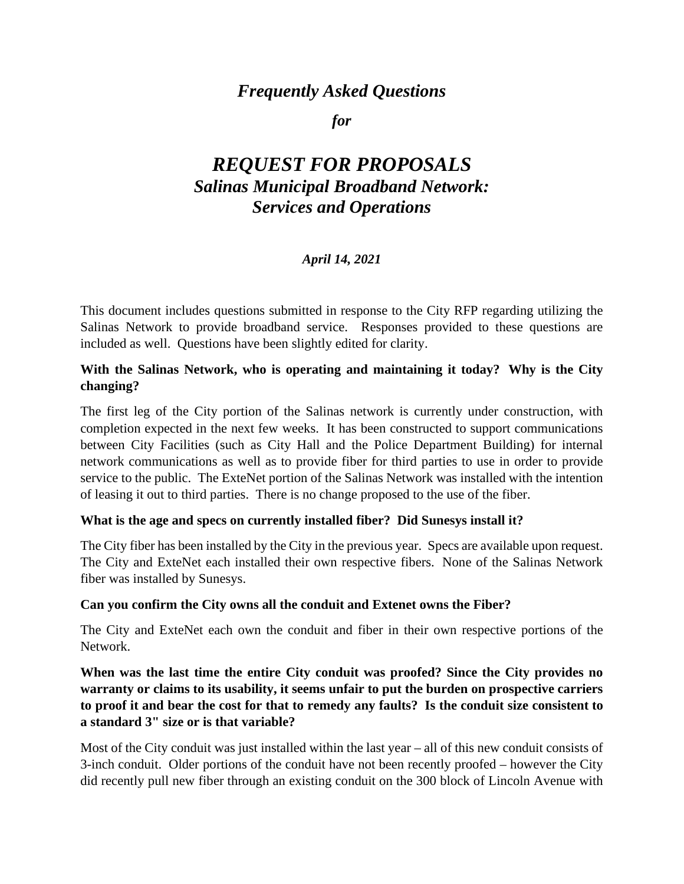# *Frequently Asked Questions*

## *for*

# *REQUEST FOR PROPOSALS*
## *Salinas Municipal Broadband Network: Services and Operations*

***April 14, 2021***

This document includes questions submitted in response to the City RFP regarding utilizing the Salinas Network to provide broadband service. Responses provided to these questions are included as well. Questions have been slightly edited for clarity.

**With the Salinas Network, who is operating and maintaining it today? Why is the City changing?**

The first leg of the City portion of the Salinas network is currently under construction, with completion expected in the next few weeks. It has been constructed to support communications between City Facilities (such as City Hall and the Police Department Building) for internal network communications as well as to provide fiber for third parties to use in order to provide service to the public. The ExteNet portion of the Salinas Network was installed with the intention of leasing it out to third parties. There is no change proposed to the use of the fiber.

**What is the age and specs on currently installed fiber? Did Sunesys install it?**

The City fiber has been installed by the City in the previous year. Specs are available upon request. The City and ExteNet each installed their own respective fibers. None of the Salinas Network fiber was installed by Sunesys.

**Can you confirm the City owns all the conduit and Extenet owns the Fiber?**

The City and ExteNet each own the conduit and fiber in their own respective portions of the Network.

**When was the last time the entire City conduit was proofed? Since the City provides no warranty or claims to its usability, it seems unfair to put the burden on prospective carriers to proof it and bear the cost for that to remedy any faults? Is the conduit size consistent to a standard 3" size or is that variable?**

Most of the City conduit was just installed within the last year – all of this new conduit consists of 3-inch conduit. Older portions of the conduit have not been recently proofed – however the City did recently pull new fiber through an existing conduit on the 300 block of Lincoln Avenue with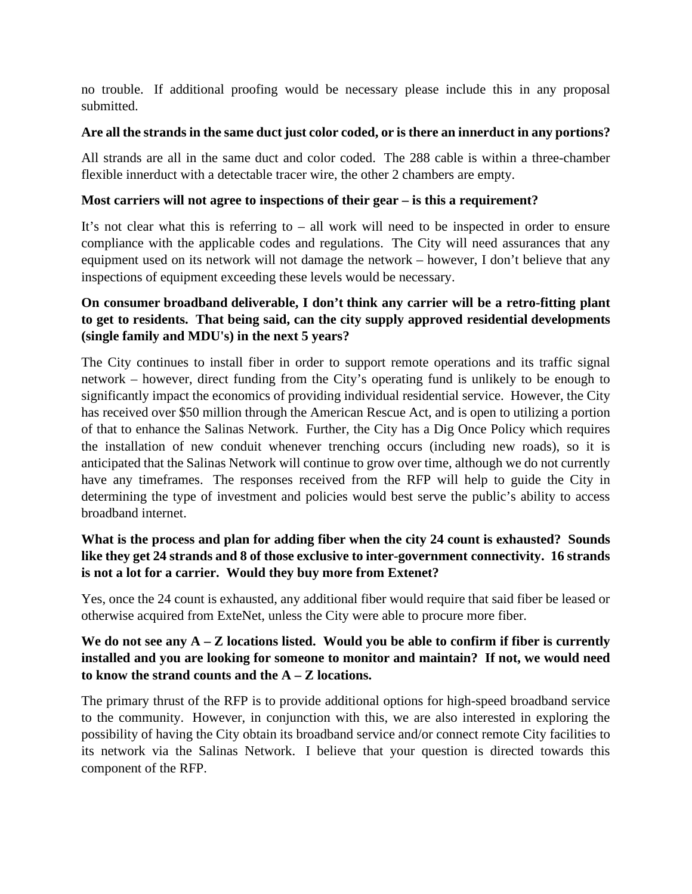no trouble. If additional proofing would be necessary please include this in any proposal submitted.

**Are all the strands in the same duct just color coded, or is there an innerduct in any portions?**

All strands are all in the same duct and color coded. The 288 cable is within a three-chamber flexible innerduct with a detectable tracer wire, the other 2 chambers are empty.

**Most carriers will not agree to inspections of their gear – is this a requirement?**

It's not clear what this is referring to – all work will need to be inspected in order to ensure compliance with the applicable codes and regulations. The City will need assurances that any equipment used on its network will not damage the network – however, I don't believe that any inspections of equipment exceeding these levels would be necessary.

**On consumer broadband deliverable, I don't think any carrier will be a retro-fitting plant to get to residents. That being said, can the city supply approved residential developments (single family and MDU's) in the next 5 years?**

The City continues to install fiber in order to support remote operations and its traffic signal network – however, direct funding from the City's operating fund is unlikely to be enough to significantly impact the economics of providing individual residential service. However, the City has received over $50 million through the American Rescue Act, and is open to utilizing a portion of that to enhance the Salinas Network. Further, the City has a Dig Once Policy which requires the installation of new conduit whenever trenching occurs (including new roads), so it is anticipated that the Salinas Network will continue to grow over time, although we do not currently have any timeframes. The responses received from the RFP will help to guide the City in determining the type of investment and policies would best serve the public's ability to access broadband internet.

**What is the process and plan for adding fiber when the city 24 count is exhausted? Sounds like they get 24 strands and 8 of those exclusive to inter-government connectivity. 16 strands is not a lot for a carrier. Would they buy more from Extenet?**

Yes, once the 24 count is exhausted, any additional fiber would require that said fiber be leased or otherwise acquired from ExteNet, unless the City were able to procure more fiber.

**We do not see any A – Z locations listed. Would you be able to confirm if fiber is currently installed and you are looking for someone to monitor and maintain? If not, we would need to know the strand counts and the A – Z locations.**

The primary thrust of the RFP is to provide additional options for high-speed broadband service to the community. However, in conjunction with this, we are also interested in exploring the possibility of having the City obtain its broadband service and/or connect remote City facilities to its network via the Salinas Network. I believe that your question is directed towards this component of the RFP.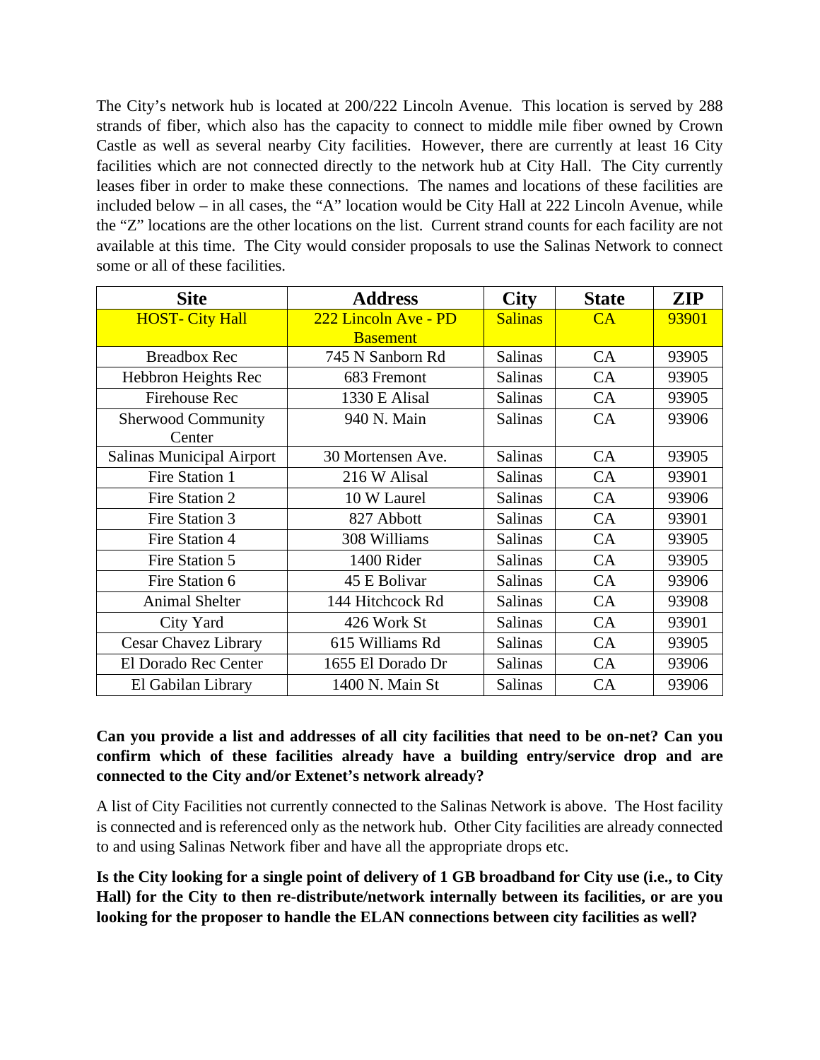The City's network hub is located at 200/222 Lincoln Avenue. This location is served by 288 strands of fiber, which also has the capacity to connect to middle mile fiber owned by Crown Castle as well as several nearby City facilities. However, there are currently at least 16 City facilities which are not connected directly to the network hub at City Hall. The City currently leases fiber in order to make these connections. The names and locations of these facilities are included below – in all cases, the "A" location would be City Hall at 222 Lincoln Avenue, while the "Z" locations are the other locations on the list. Current strand counts for each facility are not available at this time. The City would consider proposals to use the Salinas Network to connect some or all of these facilities.

| Site | Address | City | State | ZIP |
|---|---|---|---|---|
| HOST- City Hall | 222 Lincoln Ave - PD Basement | Salinas | CA | 93901 |
| Breadbox Rec | 745 N Sanborn Rd | Salinas | CA | 93905 |
| Hebbron Heights Rec | 683 Fremont | Salinas | CA | 93905 |
| Firehouse Rec | 1330 E Alisal | Salinas | CA | 93905 |
| Sherwood Community Center | 940 N. Main | Salinas | CA | 93906 |
| Salinas Municipal Airport | 30 Mortensen Ave. | Salinas | CA | 93905 |
| Fire Station 1 | 216 W Alisal | Salinas | CA | 93901 |
| Fire Station 2 | 10 W Laurel | Salinas | CA | 93906 |
| Fire Station 3 | 827 Abbott | Salinas | CA | 93901 |
| Fire Station 4 | 308 Williams | Salinas | CA | 93905 |
| Fire Station 5 | 1400 Rider | Salinas | CA | 93905 |
| Fire Station 6 | 45 E Bolivar | Salinas | CA | 93906 |
| Animal Shelter | 144 Hitchcock Rd | Salinas | CA | 93908 |
| City Yard | 426 Work St | Salinas | CA | 93901 |
| Cesar Chavez Library | 615 Williams Rd | Salinas | CA | 93905 |
| El Dorado Rec Center | 1655 El Dorado Dr | Salinas | CA | 93906 |
| El Gabilan Library | 1400 N. Main St | Salinas | CA | 93906 |

**Can you provide a list and addresses of all city facilities that need to be on-net? Can you confirm which of these facilities already have a building entry/service drop and are connected to the City and/or Extenet's network already?**

A list of City Facilities not currently connected to the Salinas Network is above. The Host facility is connected and is referenced only as the network hub. Other City facilities are already connected to and using Salinas Network fiber and have all the appropriate drops etc.

**Is the City looking for a single point of delivery of 1 GB broadband for City use (i.e., to City Hall) for the City to then re-distribute/network internally between its facilities, or are you looking for the proposer to handle the ELAN connections between city facilities as well?**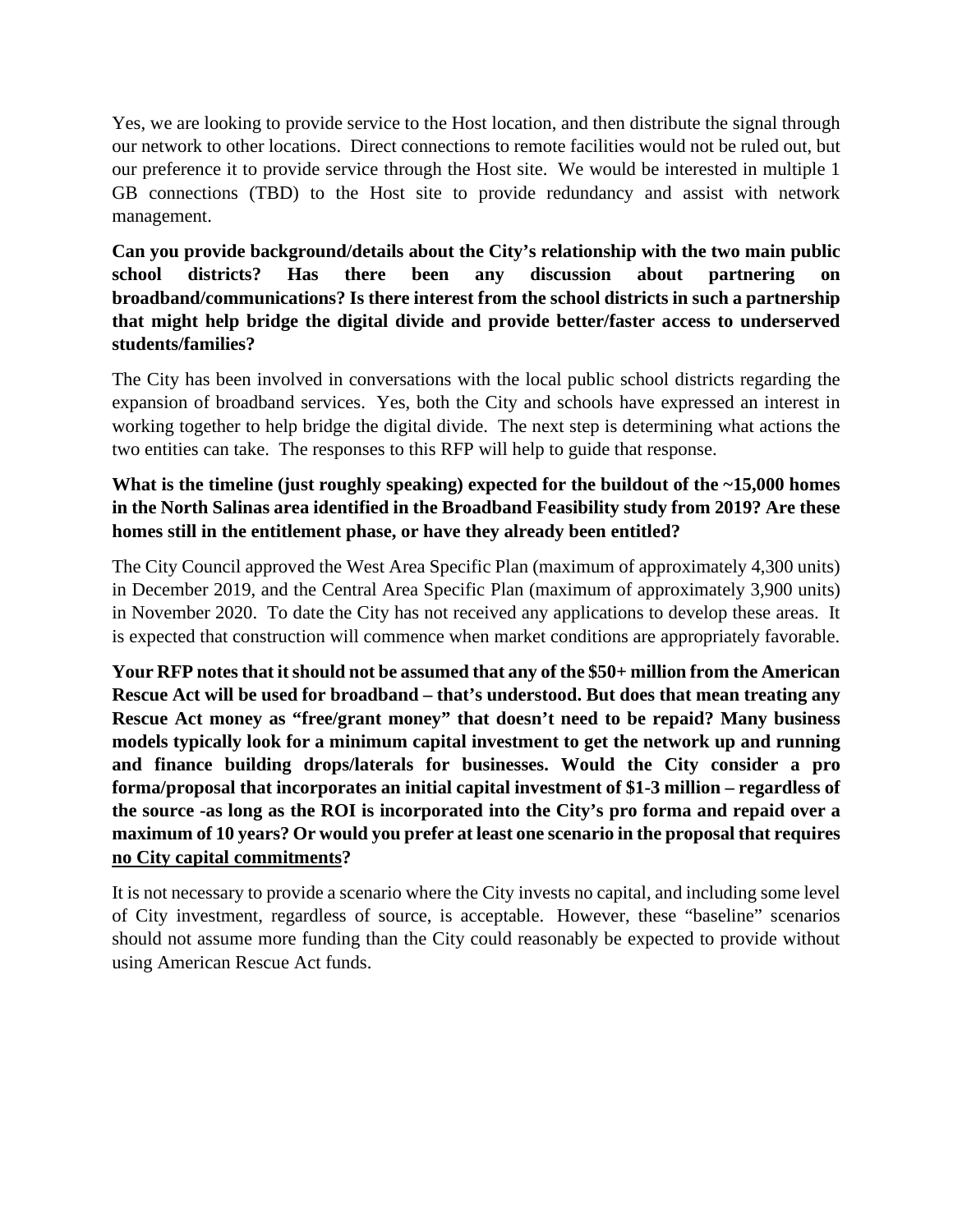Yes, we are looking to provide service to the Host location, and then distribute the signal through our network to other locations. Direct connections to remote facilities would not be ruled out, but our preference it to provide service through the Host site. We would be interested in multiple 1 GB connections (TBD) to the Host site to provide redundancy and assist with network management.

**Can you provide background/details about the City's relationship with the two main public school districts? Has there been any discussion about partnering on broadband/communications? Is there interest from the school districts in such a partnership that might help bridge the digital divide and provide better/faster access to underserved students/families?**

The City has been involved in conversations with the local public school districts regarding the expansion of broadband services. Yes, both the City and schools have expressed an interest in working together to help bridge the digital divide. The next step is determining what actions the two entities can take. The responses to this RFP will help to guide that response.

**What is the timeline (just roughly speaking) expected for the buildout of the ~15,000 homes in the North Salinas area identified in the Broadband Feasibility study from 2019? Are these homes still in the entitlement phase, or have they already been entitled?**

The City Council approved the West Area Specific Plan (maximum of approximately 4,300 units) in December 2019, and the Central Area Specific Plan (maximum of approximately 3,900 units) in November 2020. To date the City has not received any applications to develop these areas. It is expected that construction will commence when market conditions are appropriately favorable.

**Your RFP notes that it should not be assumed that any of the $50+ million from the American Rescue Act will be used for broadband – that's understood. But does that mean treating any Rescue Act money as "free/grant money" that doesn't need to be repaid? Many business models typically look for a minimum capital investment to get the network up and running and finance building drops/laterals for businesses. Would the City consider a pro forma/proposal that incorporates an initial capital investment of $1-3 million – regardless of the source -as long as the ROI is incorporated into the City's pro forma and repaid over a maximum of 10 years? Or would you prefer at least one scenario in the proposal that requires <u>no City capital commitments</u>?**

It is not necessary to provide a scenario where the City invests no capital, and including some level of City investment, regardless of source, is acceptable. However, these "baseline" scenarios should not assume more funding than the City could reasonably be expected to provide without using American Rescue Act funds.